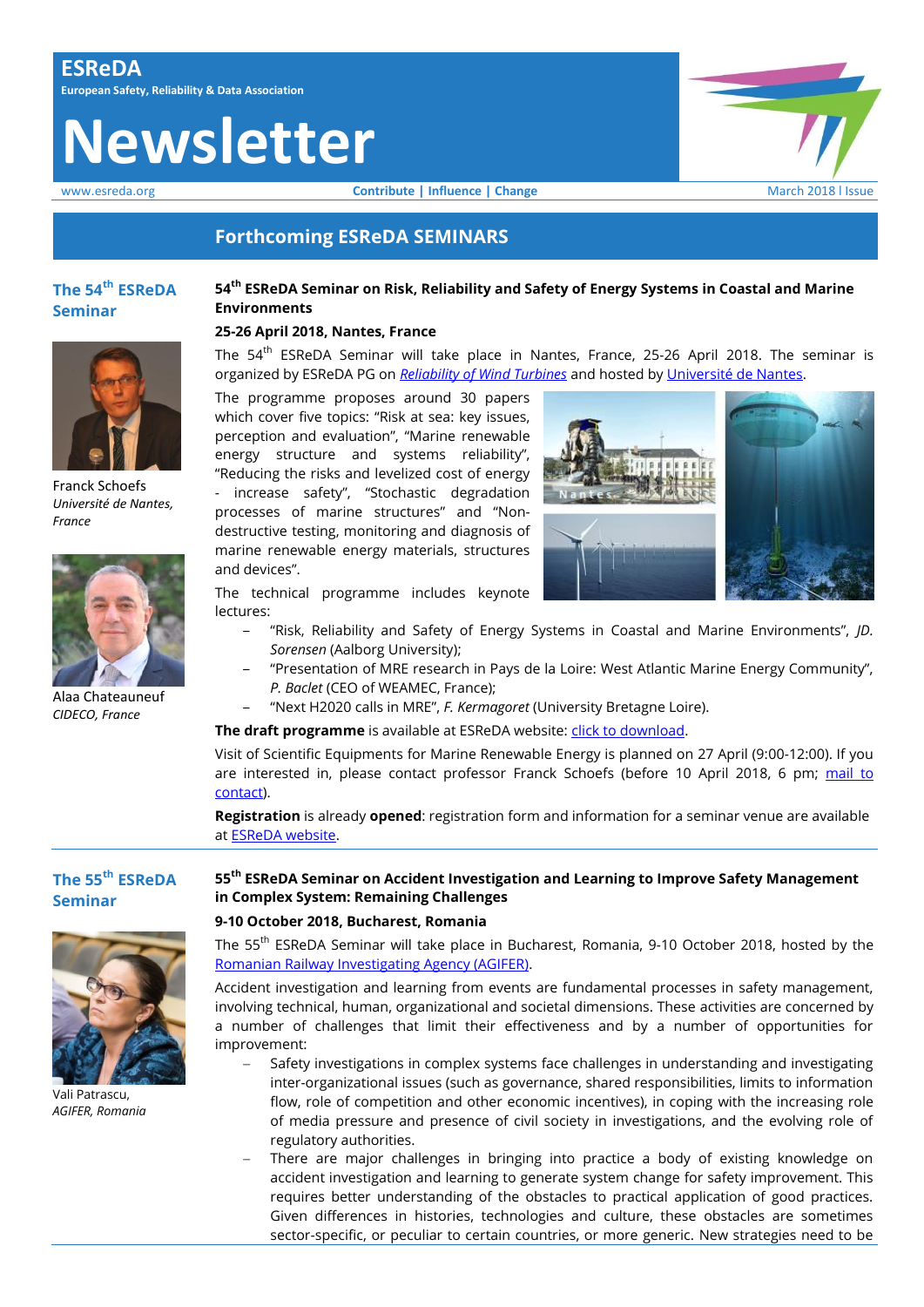# ESReDA

European Safety, Reliability & Data Association

# Newsletter

www.esreda.org **Contribute | Influence | Change** March 2018 I Issue

## Forthcoming ESReDA SEMINARS

### The 54th ESReDA Seminar

Franck Schoefs
*Université de Nantes, France*

Alaa Chateauneuf
*CIDECO, France*

**54th ESReDA Seminar on Risk, Reliability and Safety of Energy Systems in Coastal and Marine Environments**

**25-26 April 2018, Nantes, France**

The 54th ESReDA Seminar will take place in Nantes, France, 25-26 April 2018. The seminar is organized by ESReDA PG on *Reliability of Wind Turbines* and hosted by Université de Nantes.

The programme proposes around 30 papers which cover five topics: "Risk at sea: key issues, perception and evaluation", "Marine renewable energy structure and systems reliability", "Reducing the risks and levelized cost of energy - increase safety", "Stochastic degradation processes of marine structures" and "Non-destructive testing, monitoring and diagnosis of marine renewable energy materials, structures and devices".

The technical programme includes keynote lectures:

- "Risk, Reliability and Safety of Energy Systems in Coastal and Marine Environments", *JD. Sorensen* (Aalborg University);
- "Presentation of MRE research in Pays de la Loire: West Atlantic Marine Energy Community", *P. Baclet* (CEO of WEAMEC, France);
- "Next H2020 calls in MRE", *F. Kermagoret* (University Bretagne Loire).

**The draft programme** is available at ESReDA website: click to download.

Visit of Scientific Equipments for Marine Renewable Energy is planned on 27 April (9:00-12:00). If you are interested in, please contact professor Franck Schoefs (before 10 April 2018, 6 pm; mail to contact).

**Registration** is already **opened**: registration form and information for a seminar venue are available at ESReDA website.

### The 55th ESReDA Seminar

Vali Patrascu,
*AGIFER, Romania*

**55th ESReDA Seminar on Accident Investigation and Learning to Improve Safety Management in Complex System: Remaining Challenges**

**9-10 October 2018, Bucharest, Romania**

The 55th ESReDA Seminar will take place in Bucharest, Romania, 9-10 October 2018, hosted by the Romanian Railway Investigating Agency (AGIFER).

Accident investigation and learning from events are fundamental processes in safety management, involving technical, human, organizational and societal dimensions. These activities are concerned by a number of challenges that limit their effectiveness and by a number of opportunities for improvement:

- Safety investigations in complex systems face challenges in understanding and investigating inter-organizational issues (such as governance, shared responsibilities, limits to information flow, role of competition and other economic incentives), in coping with the increasing role of media pressure and presence of civil society in investigations, and the evolving role of regulatory authorities.
- There are major challenges in bringing into practice a body of existing knowledge on accident investigation and learning to generate system change for safety improvement. This requires better understanding of the obstacles to practical application of good practices. Given differences in histories, technologies and culture, these obstacles are sometimes sector-specific, or peculiar to certain countries, or more generic. New strategies need to be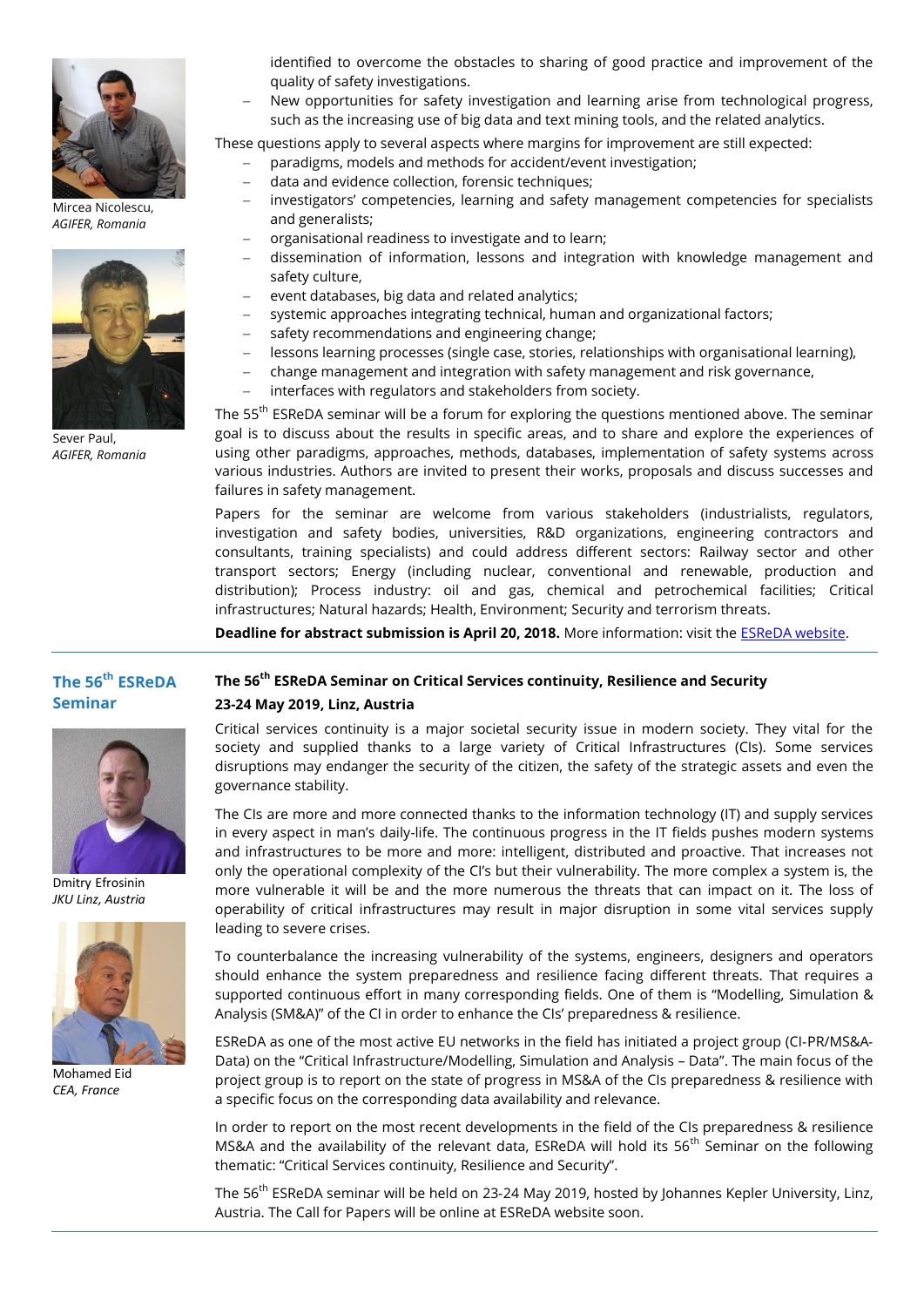Mircea Nicolescu, *AGIFER, Romania*

Sever Paul, *AGIFER, Romania*

identified to overcome the obstacles to sharing of good practice and improvement of the quality of safety investigations.

- New opportunities for safety investigation and learning arise from technological progress, such as the increasing use of big data and text mining tools, and the related analytics.

These questions apply to several aspects where margins for improvement are still expected:

- paradigms, models and methods for accident/event investigation;
- data and evidence collection, forensic techniques;
- investigators' competencies, learning and safety management competencies for specialists and generalists;
- organisational readiness to investigate and to learn;
- dissemination of information, lessons and integration with knowledge management and safety culture,
- event databases, big data and related analytics;
- systemic approaches integrating technical, human and organizational factors;
- safety recommendations and engineering change;
- lessons learning processes (single case, stories, relationships with organisational learning),
- change management and integration with safety management and risk governance,
- interfaces with regulators and stakeholders from society.

The 55th ESReDA seminar will be a forum for exploring the questions mentioned above. The seminar goal is to discuss about the results in specific areas, and to share and explore the experiences of using other paradigms, approaches, methods, databases, implementation of safety systems across various industries. Authors are invited to present their works, proposals and discuss successes and failures in safety management.

Papers for the seminar are welcome from various stakeholders (industrialists, regulators, investigation and safety bodies, universities, R&D organizations, engineering contractors and consultants, training specialists) and could address different sectors: Railway sector and other transport sectors; Energy (including nuclear, conventional and renewable, production and distribution); Process industry: oil and gas, chemical and petrochemical facilities; Critical infrastructures; Natural hazards; Health, Environment; Security and terrorism threats.

**Deadline for abstract submission is April 20, 2018.** More information: visit the ESReDA website.

---

## The 56th ESReDA Seminar

Dmitry Efrosinin, *JKU Linz, Austria*

Mohamed Eid, *CEA, France*

### The 56th ESReDA Seminar on Critical Services continuity, Resilience and Security

**23-24 May 2019, Linz, Austria**

Critical services continuity is a major societal security issue in modern society. They vital for the society and supplied thanks to a large variety of Critical Infrastructures (CIs). Some services disruptions may endanger the security of the citizen, the safety of the strategic assets and even the governance stability.

The CIs are more and more connected thanks to the information technology (IT) and supply services in every aspect in man's daily-life. The continuous progress in the IT fields pushes modern systems and infrastructures to be more and more: intelligent, distributed and proactive. That increases not only the operational complexity of the CI's but their vulnerability. The more complex a system is, the more vulnerable it will be and the more numerous the threats that can impact on it. The loss of operability of critical infrastructures may result in major disruption in some vital services supply leading to severe crises.

To counterbalance the increasing vulnerability of the systems, engineers, designers and operators should enhance the system preparedness and resilience facing different threats. That requires a supported continuous effort in many corresponding fields. One of them is "Modelling, Simulation & Analysis (SM&A)" of the CI in order to enhance the CIs' preparedness & resilience.

ESReDA as one of the most active EU networks in the field has initiated a project group (CI-PR/MS&A-Data) on the "Critical Infrastructure/Modelling, Simulation and Analysis – Data". The main focus of the project group is to report on the state of progress in MS&A of the CIs preparedness & resilience with a specific focus on the corresponding data availability and relevance.

In order to report on the most recent developments in the field of the CIs preparedness & resilience MS&A and the availability of the relevant data, ESReDA will hold its 56th Seminar on the following thematic: "Critical Services continuity, Resilience and Security".

The 56th ESReDA seminar will be held on 23-24 May 2019, hosted by Johannes Kepler University, Linz, Austria. The Call for Papers will be online at ESReDA website soon.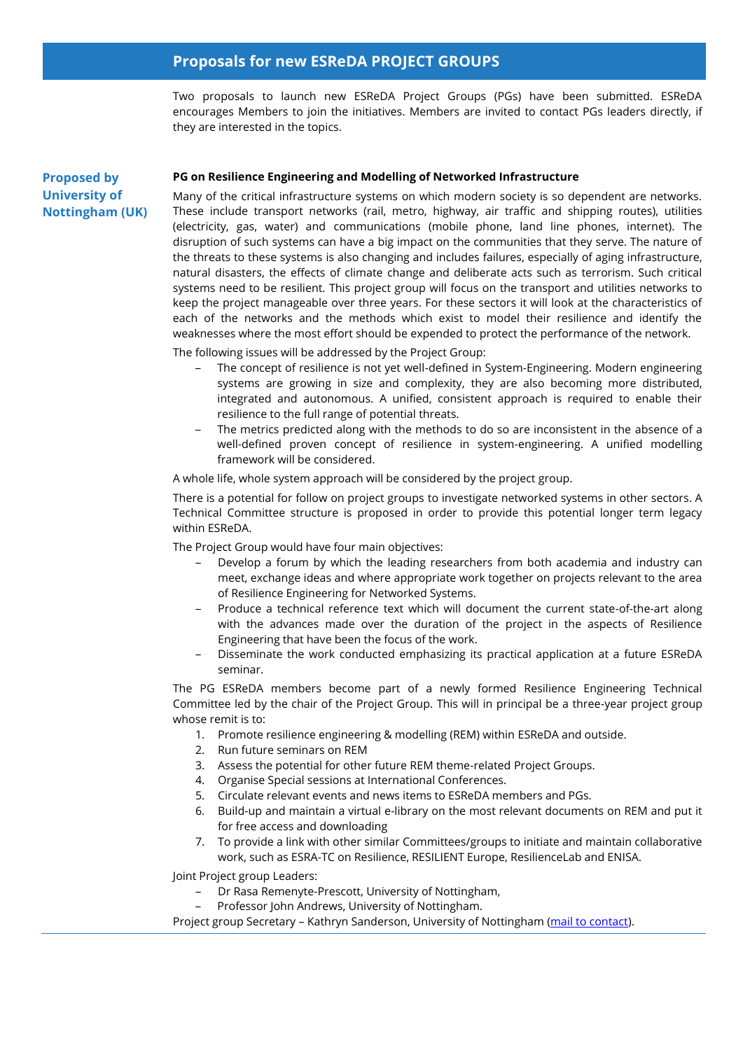## Proposals for new ESReDA PROJECT GROUPS

Two proposals to launch new ESReDA Project Groups (PGs) have been submitted. ESReDA encourages Members to join the initiatives. Members are invited to contact PGs leaders directly, if they are interested in the topics.

**Proposed by University of Nottingham (UK)**

**PG on Resilience Engineering and Modelling of Networked Infrastructure**

Many of the critical infrastructure systems on which modern society is so dependent are networks. These include transport networks (rail, metro, highway, air traffic and shipping routes), utilities (electricity, gas, water) and communications (mobile phone, land line phones, internet). The disruption of such systems can have a big impact on the communities that they serve. The nature of the threats to these systems is also changing and includes failures, especially of aging infrastructure, natural disasters, the effects of climate change and deliberate acts such as terrorism. Such critical systems need to be resilient. This project group will focus on the transport and utilities networks to keep the project manageable over three years. For these sectors it will look at the characteristics of each of the networks and the methods which exist to model their resilience and identify the weaknesses where the most effort should be expended to protect the performance of the network.

The following issues will be addressed by the Project Group:

- The concept of resilience is not yet well-defined in System-Engineering. Modern engineering systems are growing in size and complexity, they are also becoming more distributed, integrated and autonomous. A unified, consistent approach is required to enable their resilience to the full range of potential threats.
- The metrics predicted along with the methods to do so are inconsistent in the absence of a well-defined proven concept of resilience in system-engineering. A unified modelling framework will be considered.

A whole life, whole system approach will be considered by the project group.

There is a potential for follow on project groups to investigate networked systems in other sectors. A Technical Committee structure is proposed in order to provide this potential longer term legacy within ESReDA.

The Project Group would have four main objectives:

- Develop a forum by which the leading researchers from both academia and industry can meet, exchange ideas and where appropriate work together on projects relevant to the area of Resilience Engineering for Networked Systems.
- Produce a technical reference text which will document the current state-of-the-art along with the advances made over the duration of the project in the aspects of Resilience Engineering that have been the focus of the work.
- Disseminate the work conducted emphasizing its practical application at a future ESReDA seminar.

The PG ESReDA members become part of a newly formed Resilience Engineering Technical Committee led by the chair of the Project Group. This will in principal be a three-year project group whose remit is to:

1. Promote resilience engineering & modelling (REM) within ESReDA and outside.
2. Run future seminars on REM
3. Assess the potential for other future REM theme-related Project Groups.
4. Organise Special sessions at International Conferences.
5. Circulate relevant events and news items to ESReDA members and PGs.
6. Build-up and maintain a virtual e-library on the most relevant documents on REM and put it for free access and downloading
7. To provide a link with other similar Committees/groups to initiate and maintain collaborative work, such as ESRA-TC on Resilience, RESILIENT Europe, ResilienceLab and ENISA.

Joint Project group Leaders:

- Dr Rasa Remenyte-Prescott, University of Nottingham,
- Professor John Andrews, University of Nottingham.

Project group Secretary – Kathryn Sanderson, University of Nottingham (mail to contact).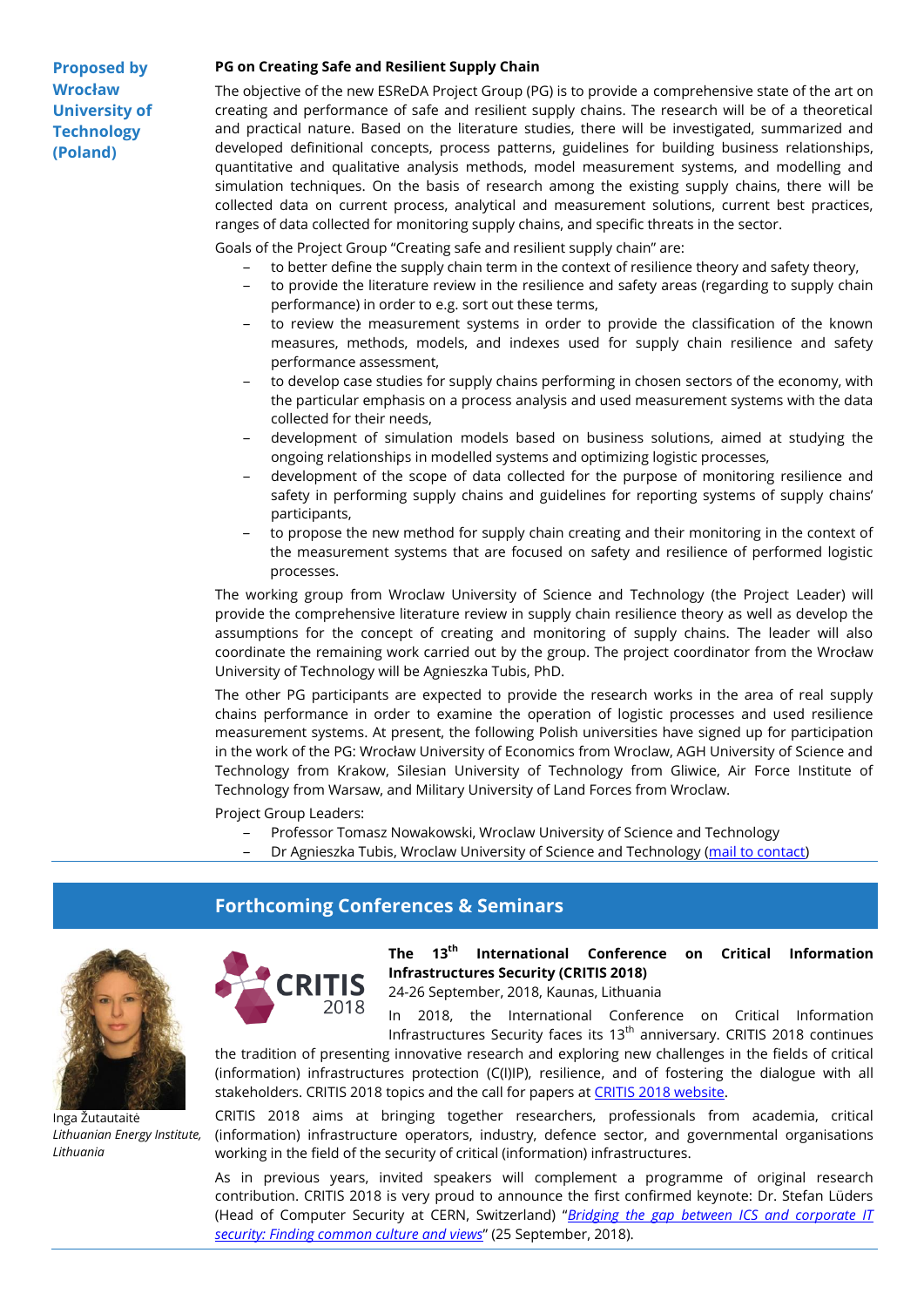**Proposed by Wrocław University of Technology (Poland)**

### PG on Creating Safe and Resilient Supply Chain

The objective of the new ESReDA Project Group (PG) is to provide a comprehensive state of the art on creating and performance of safe and resilient supply chains. The research will be of a theoretical and practical nature. Based on the literature studies, there will be investigated, summarized and developed definitional concepts, process patterns, guidelines for building business relationships, quantitative and qualitative analysis methods, model measurement systems, and modelling and simulation techniques. On the basis of research among the existing supply chains, there will be collected data on current process, analytical and measurement solutions, current best practices, ranges of data collected for monitoring supply chains, and specific threats in the sector.

Goals of the Project Group "Creating safe and resilient supply chain" are:

- to better define the supply chain term in the context of resilience theory and safety theory,
- to provide the literature review in the resilience and safety areas (regarding to supply chain performance) in order to e.g. sort out these terms,
- to review the measurement systems in order to provide the classification of the known measures, methods, models, and indexes used for supply chain resilience and safety performance assessment,
- to develop case studies for supply chains performing in chosen sectors of the economy, with the particular emphasis on a process analysis and used measurement systems with the data collected for their needs,
- development of simulation models based on business solutions, aimed at studying the ongoing relationships in modelled systems and optimizing logistic processes,
- development of the scope of data collected for the purpose of monitoring resilience and safety in performing supply chains and guidelines for reporting systems of supply chains' participants,
- to propose the new method for supply chain creating and their monitoring in the context of the measurement systems that are focused on safety and resilience of performed logistic processes.

The working group from Wroclaw University of Science and Technology (the Project Leader) will provide the comprehensive literature review in supply chain resilience theory as well as develop the assumptions for the concept of creating and monitoring of supply chains. The leader will also coordinate the remaining work carried out by the group. The project coordinator from the Wrocław University of Technology will be Agnieszka Tubis, PhD.

The other PG participants are expected to provide the research works in the area of real supply chains performance in order to examine the operation of logistic processes and used resilience measurement systems. At present, the following Polish universities have signed up for participation in the work of the PG: Wrocław University of Economics from Wroclaw, AGH University of Science and Technology from Krakow, Silesian University of Technology from Gliwice, Air Force Institute of Technology from Warsaw, and Military University of Land Forces from Wroclaw.

Project Group Leaders:

- Professor Tomasz Nowakowski, Wroclaw University of Science and Technology
- Dr Agnieszka Tubis, Wroclaw University of Science and Technology (mail to contact)

## Forthcoming Conferences & Seminars

Inga Žutautaitė
*Lithuanian Energy Institute, Lithuania*

### The 13th International Conference on Critical Information Infrastructures Security (CRITIS 2018)

24-26 September, 2018, Kaunas, Lithuania

In 2018, the International Conference on Critical Information Infrastructures Security faces its 13th anniversary. CRITIS 2018 continues the tradition of presenting innovative research and exploring new challenges in the fields of critical (information) infrastructures protection (C(I)IP), resilience, and of fostering the dialogue with all stakeholders. CRITIS 2018 topics and the call for papers at CRITIS 2018 website.

CRITIS 2018 aims at bringing together researchers, professionals from academia, critical (information) infrastructure operators, industry, defence sector, and governmental organisations working in the field of the security of critical (information) infrastructures.

As in previous years, invited speakers will complement a programme of original research contribution. CRITIS 2018 is very proud to announce the first confirmed keynote: Dr. Stefan Lüders (Head of Computer Security at CERN, Switzerland) "*Bridging the gap between ICS and corporate IT security: Finding common culture and views*" (25 September, 2018).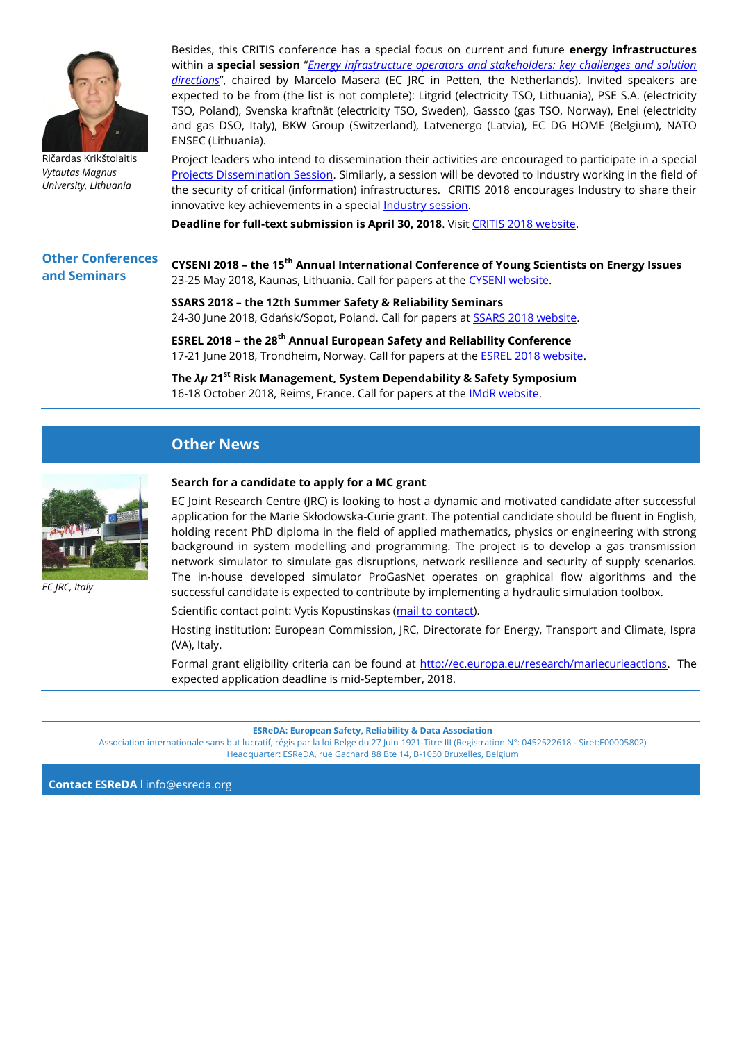Ričardas Krikštolaitis
*Vytautas Magnus University, Lithuania*

Besides, this CRITIS conference has a special focus on current and future **energy infrastructures** within a **special session** "*Energy infrastructure operators and stakeholders: key challenges and solution directions*", chaired by Marcelo Masera (EC JRC in Petten, the Netherlands). Invited speakers are expected to be from (the list is not complete): Litgrid (electricity TSO, Lithuania), PSE S.A. (electricity TSO, Poland), Svenska kraftnät (electricity TSO, Sweden), Gassco (gas TSO, Norway), Enel (electricity and gas DSO, Italy), BKW Group (Switzerland), Latvenergo (Latvia), EC DG HOME (Belgium), NATO ENSEC (Lithuania).

Project leaders who intend to dissemination their activities are encouraged to participate in a special Projects Dissemination Session. Similarly, a session will be devoted to Industry working in the field of the security of critical (information) infrastructures. CRITIS 2018 encourages Industry to share their innovative key achievements in a special Industry session.

**Deadline for full-text submission is April 30, 2018**. Visit CRITIS 2018 website.

## Other Conferences and Seminars

**CYSENI 2018 – the 15th Annual International Conference of Young Scientists on Energy Issues**
23-25 May 2018, Kaunas, Lithuania. Call for papers at the CYSENI website.

**SSARS 2018 – the 12th Summer Safety & Reliability Seminars**
24-30 June 2018, Gdańsk/Sopot, Poland. Call for papers at SSARS 2018 website.

**ESREL 2018 – the 28th Annual European Safety and Reliability Conference**
17-21 June 2018, Trondheim, Norway. Call for papers at the ESREL 2018 website.

**The $\lambda\mu$ 21st Risk Management, System Dependability & Safety Symposium**
16-18 October 2018, Reims, France. Call for papers at the IMdR website.

## Other News

*EC JRC, Italy*

**Search for a candidate to apply for a MC grant**

EC Joint Research Centre (JRC) is looking to host a dynamic and motivated candidate after successful application for the Marie Skłodowska-Curie grant. The potential candidate should be fluent in English, holding recent PhD diploma in the field of applied mathematics, physics or engineering with strong background in system modelling and programming. The project is to develop a gas transmission network simulator to simulate gas disruptions, network resilience and security of supply scenarios. The in-house developed simulator ProGasNet operates on graphical flow algorithms and the successful candidate is expected to contribute by implementing a hydraulic simulation toolbox.

Scientific contact point: Vytis Kopustinskas (mail to contact).

Hosting institution: European Commission, JRC, Directorate for Energy, Transport and Climate, Ispra (VA), Italy.

Formal grant eligibility criteria can be found at http://ec.europa.eu/research/mariecurieactions. The expected application deadline is mid-September, 2018.

**ESReDA: European Safety, Reliability & Data Association**
Association internationale sans but lucratif, régis par la loi Belge du 27 Juin 1921-Titre III (Registration N°: 0452522618 - Siret:E00005802)
Headquarter: ESReDA, rue Gachard 88 Bte 14, B-1050 Bruxelles, Belgium

**Contact ESReDA** I info@esreda.org